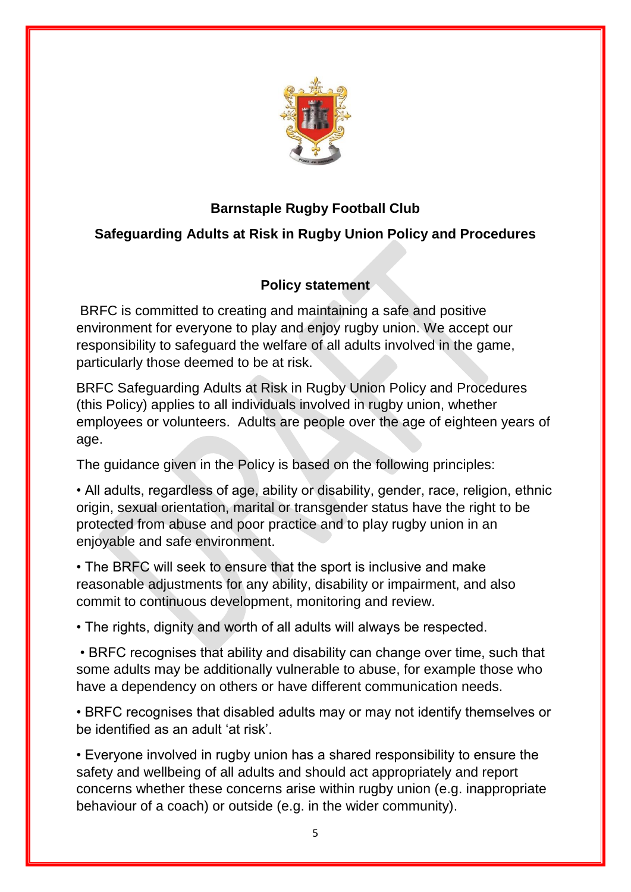**Barnstaple Rugby Football Club**

**Safeguarding Adults at Risk in Rugby Union Policy and Procedures**

**Policy statement**

BRFC is committed to creating and maintaining a safe and positive environment for everyone to play and enjoy rugby union. We accept our responsibility to safeguard the welfare of all adults involved in the game, particularly those deemed to be at risk.

BRFC Safeguarding Adults at Risk in Rugby Union Policy and Procedures (this Policy) applies to all individuals involved in rugby union, whether employees or volunteers. Adults are people over the age of eighteen years of age.

The guidance given in the Policy is based on the following principles:

• All adults, regardless of age, ability or disability, gender, race, religion, ethnic origin, sexual orientation, marital or transgender status have the right to be protected from abuse and poor practice and to play rugby union in an enjoyable and safe environment.

• The BRFC will seek to ensure that the sport is inclusive and make reasonable adjustments for any ability, disability or impairment, and also commit to continuous development, monitoring and review.

• The rights, dignity and worth of all adults will always be respected.

• BRFC recognises that ability and disability can change over time, such that some adults may be additionally vulnerable to abuse, for example those who have a dependency on others or have different communication needs.

• BRFC recognises that disabled adults may or may not identify themselves or be identified as an adult 'at risk'.

• Everyone involved in rugby union has a shared responsibility to ensure the safety and wellbeing of all adults and should act appropriately and report concerns whether these concerns arise within rugby union (e.g. inappropriate behaviour of a coach) or outside (e.g. in the wider community).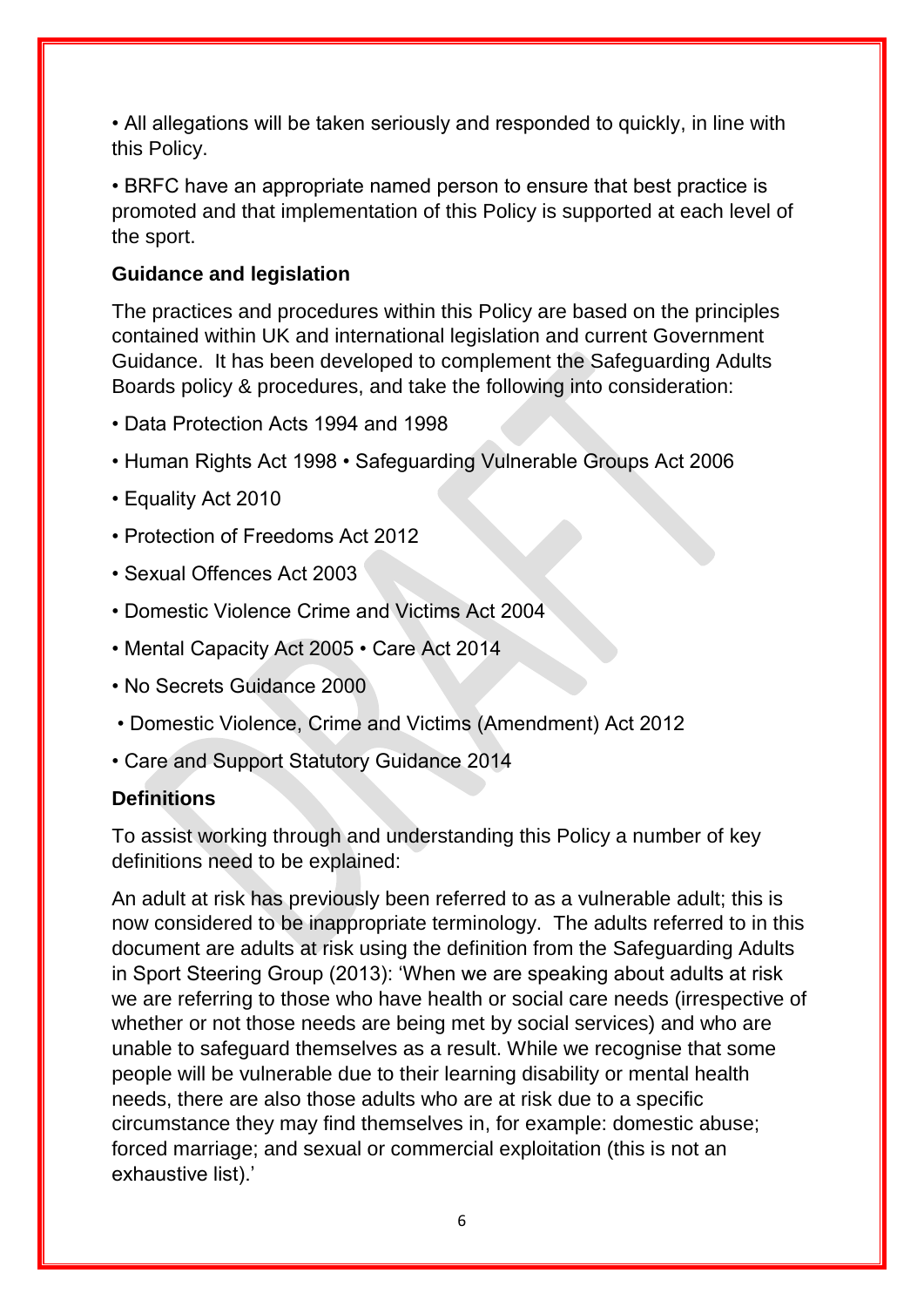• All allegations will be taken seriously and responded to quickly, in line with this Policy.

• BRFC have an appropriate named person to ensure that best practice is promoted and that implementation of this Policy is supported at each level of the sport.

**Guidance and legislation**

The practices and procedures within this Policy are based on the principles contained within UK and international legislation and current Government Guidance. It has been developed to complement the Safeguarding Adults Boards policy & procedures, and take the following into consideration:

• Data Protection Acts 1994 and 1998

• Human Rights Act 1998 • Safeguarding Vulnerable Groups Act 2006

• Equality Act 2010

• Protection of Freedoms Act 2012

• Sexual Offences Act 2003

• Domestic Violence Crime and Victims Act 2004

• Mental Capacity Act 2005 • Care Act 2014

• No Secrets Guidance 2000

• Domestic Violence, Crime and Victims (Amendment) Act 2012

• Care and Support Statutory Guidance 2014

**Definitions**

To assist working through and understanding this Policy a number of key definitions need to be explained:

An adult at risk has previously been referred to as a vulnerable adult; this is now considered to be inappropriate terminology. The adults referred to in this document are adults at risk using the definition from the Safeguarding Adults in Sport Steering Group (2013): 'When we are speaking about adults at risk we are referring to those who have health or social care needs (irrespective of whether or not those needs are being met by social services) and who are unable to safeguard themselves as a result. While we recognise that some people will be vulnerable due to their learning disability or mental health needs, there are also those adults who are at risk due to a specific circumstance they may find themselves in, for example: domestic abuse; forced marriage; and sexual or commercial exploitation (this is not an exhaustive list).'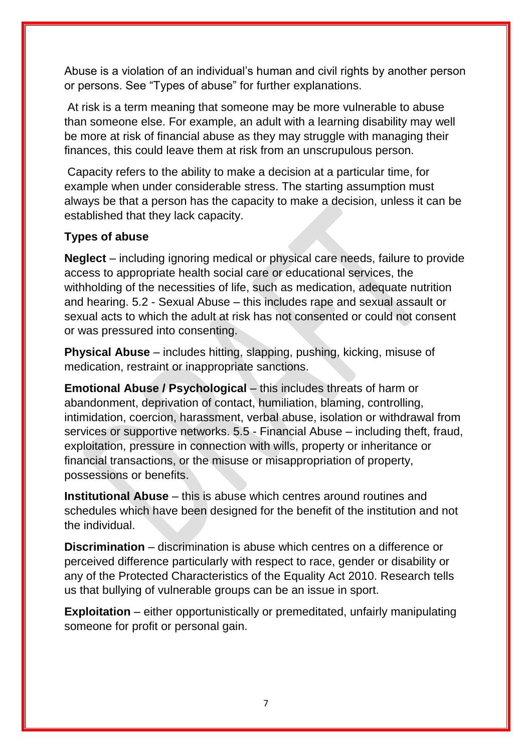Abuse is a violation of an individual's human and civil rights by another person or persons. See "Types of abuse" for further explanations.

At risk is a term meaning that someone may be more vulnerable to abuse than someone else. For example, an adult with a learning disability may well be more at risk of financial abuse as they may struggle with managing their finances, this could leave them at risk from an unscrupulous person.

Capacity refers to the ability to make a decision at a particular time, for example when under considerable stress. The starting assumption must always be that a person has the capacity to make a decision, unless it can be established that they lack capacity.

**Types of abuse**

**Neglect** – including ignoring medical or physical care needs, failure to provide access to appropriate health social care or educational services, the withholding of the necessities of life, such as medication, adequate nutrition and hearing. 5.2 - Sexual Abuse – this includes rape and sexual assault or sexual acts to which the adult at risk has not consented or could not consent or was pressured into consenting.

**Physical Abuse** – includes hitting, slapping, pushing, kicking, misuse of medication, restraint or inappropriate sanctions.

**Emotional Abuse / Psychological** – this includes threats of harm or abandonment, deprivation of contact, humiliation, blaming, controlling, intimidation, coercion, harassment, verbal abuse, isolation or withdrawal from services or supportive networks. 5.5 - Financial Abuse – including theft, fraud, exploitation, pressure in connection with wills, property or inheritance or financial transactions, or the misuse or misappropriation of property, possessions or benefits.

**Institutional Abuse** – this is abuse which centres around routines and schedules which have been designed for the benefit of the institution and not the individual.

**Discrimination** – discrimination is abuse which centres on a difference or perceived difference particularly with respect to race, gender or disability or any of the Protected Characteristics of the Equality Act 2010. Research tells us that bullying of vulnerable groups can be an issue in sport.

**Exploitation** – either opportunistically or premeditated, unfairly manipulating someone for profit or personal gain.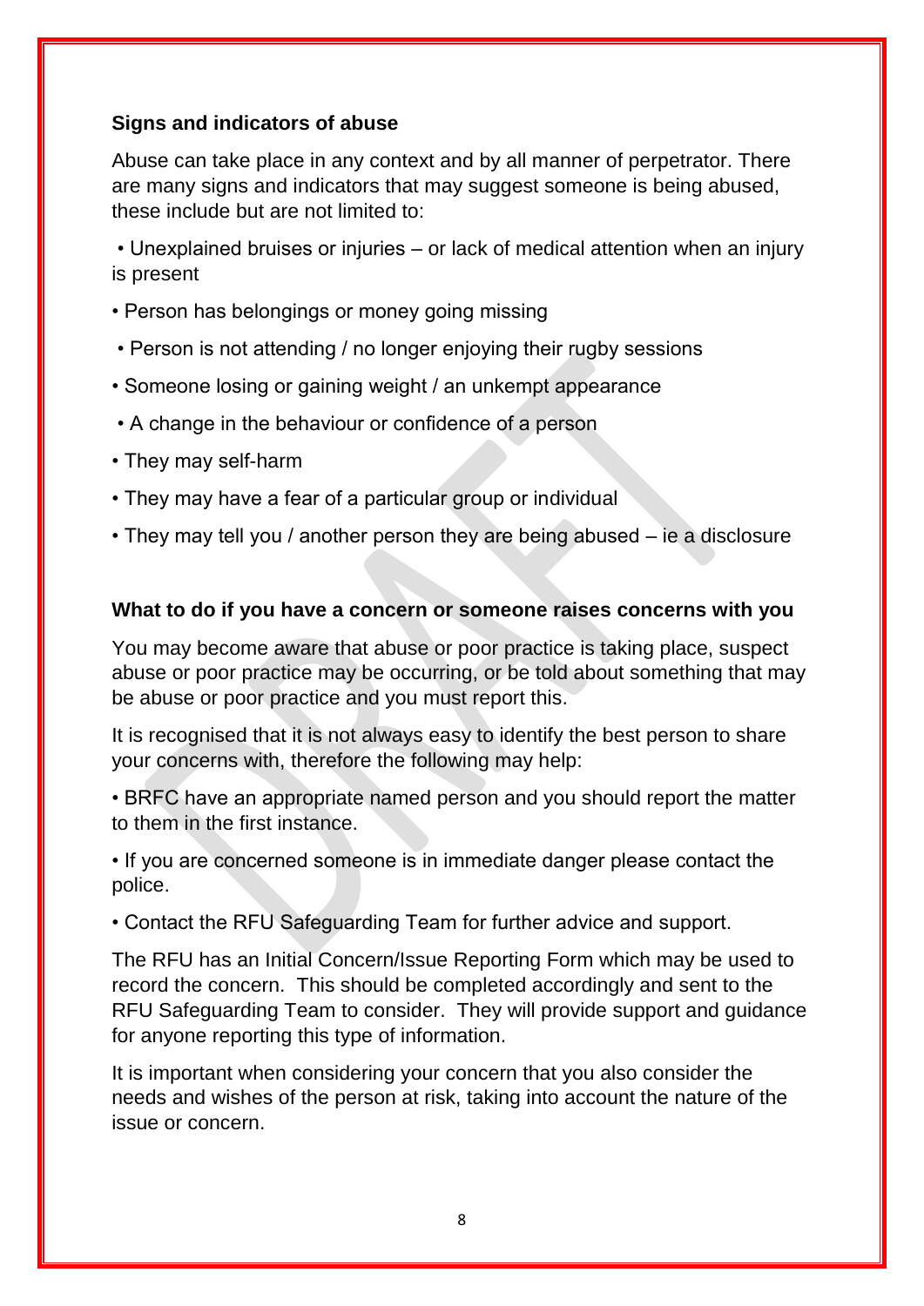**Signs and indicators of abuse**

Abuse can take place in any context and by all manner of perpetrator. There are many signs and indicators that may suggest someone is being abused, these include but are not limited to:

- Unexplained bruises or injuries – or lack of medical attention when an injury is present
- Person has belongings or money going missing
- Person is not attending / no longer enjoying their rugby sessions
- Someone losing or gaining weight / an unkempt appearance
- A change in the behaviour or confidence of a person
- They may self-harm
- They may have a fear of a particular group or individual
- They may tell you / another person they are being abused – ie a disclosure

**What to do if you have a concern or someone raises concerns with you**

You may become aware that abuse or poor practice is taking place, suspect abuse or poor practice may be occurring, or be told about something that may be abuse or poor practice and you must report this.

It is recognised that it is not always easy to identify the best person to share your concerns with, therefore the following may help:

- BRFC have an appropriate named person and you should report the matter to them in the first instance.
- If you are concerned someone is in immediate danger please contact the police.
- Contact the RFU Safeguarding Team for further advice and support.

The RFU has an Initial Concern/Issue Reporting Form which may be used to record the concern. This should be completed accordingly and sent to the RFU Safeguarding Team to consider. They will provide support and guidance for anyone reporting this type of information.

It is important when considering your concern that you also consider the needs and wishes of the person at risk, taking into account the nature of the issue or concern.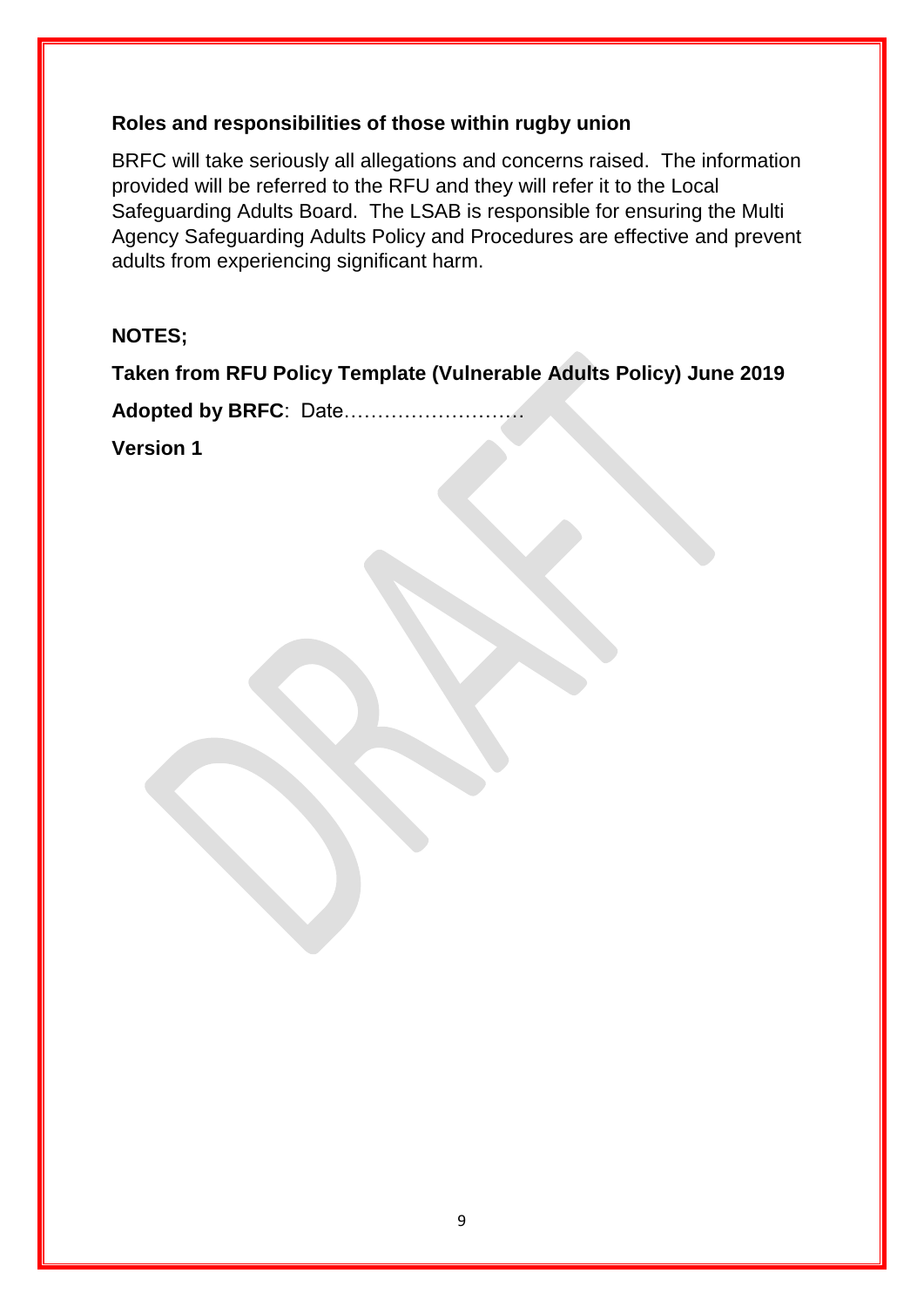## Roles and responsibilities of those within rugby union

BRFC will take seriously all allegations and concerns raised. The information provided will be referred to the RFU and they will refer it to the Local Safeguarding Adults Board. The LSAB is responsible for ensuring the Multi Agency Safeguarding Adults Policy and Procedures are effective and prevent adults from experiencing significant harm.

**NOTES;**

**Taken from RFU Policy Template (Vulnerable Adults Policy) June 2019**

**Adopted by BRFC**: Date………………………

**Version 1**